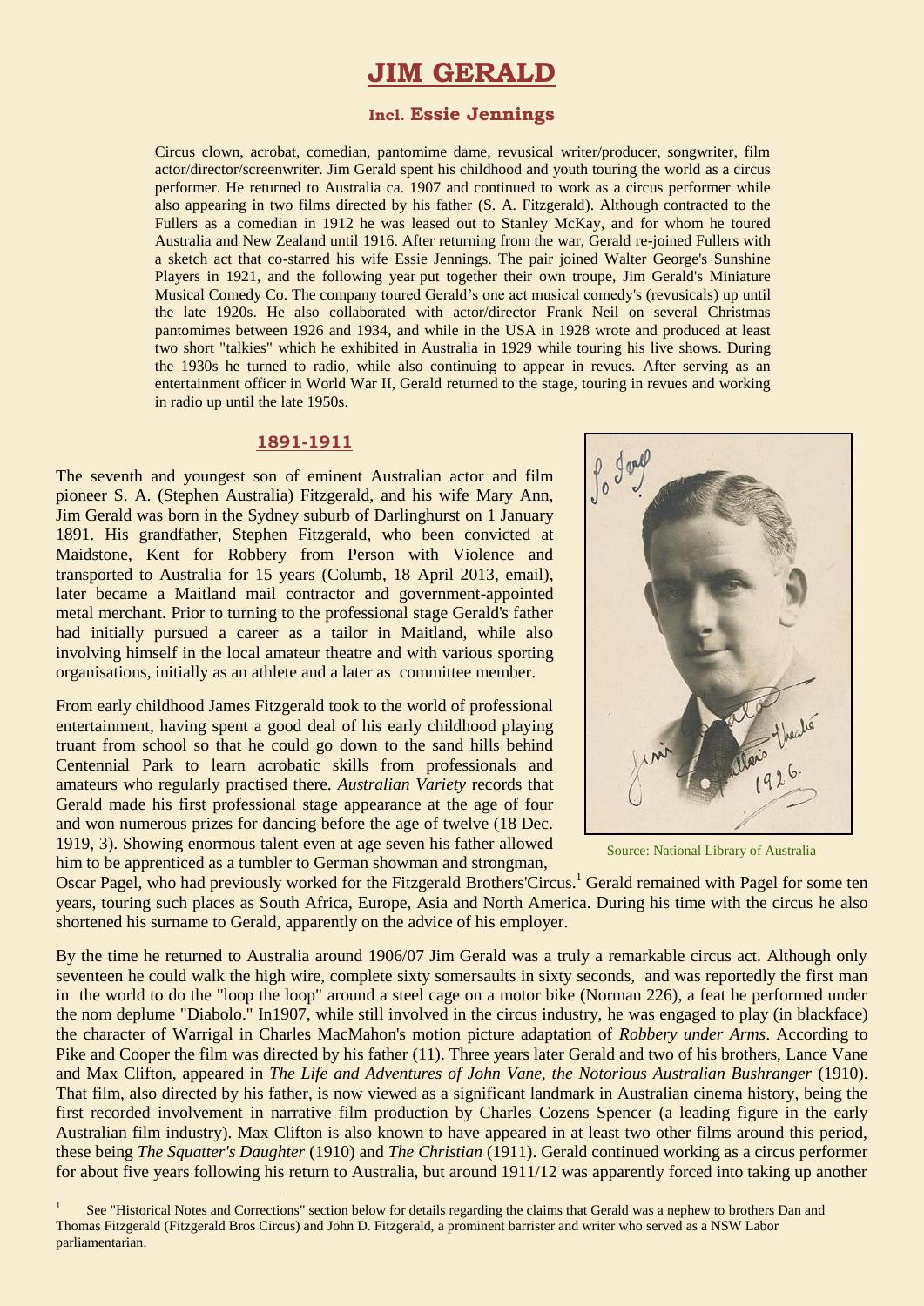# JIM GERALD

### Incl. Essie Jennings

Circus clown, acrobat, comedian, pantomime dame, revusical writer/producer, songwriter, film actor/director/screenwriter. Jim Gerald spent his childhood and youth touring the world as a circus performer. He returned to Australia ca. 1907 and continued to work as a circus performer while also appearing in two films directed by his father (S. A. Fitzgerald). Although contracted to the Fullers as a comedian in 1912 he was leased out to Stanley McKay, and for whom he toured Australia and New Zealand until 1916. After returning from the war, Gerald re-joined Fullers with a sketch act that co-starred his wife Essie Jennings. The pair joined Walter George's Sunshine Players in 1921, and the following year put together their own troupe, Jim Gerald's Miniature Musical Comedy Co. The company toured Gerald's one act musical comedy's (revusicals) up until the late 1920s. He also collaborated with actor/director Frank Neil on several Christmas pantomimes between 1926 and 1934, and while in the USA in 1928 wrote and produced at least two short "talkies" which he exhibited in Australia in 1929 while touring his live shows. During the 1930s he turned to radio, while also continuing to appear in revues. After serving as an entertainment officer in World War II, Gerald returned to the stage, touring in revues and working in radio up until the late 1950s.

## 1891-1911

The seventh and youngest son of eminent Australian actor and film pioneer S. A. (Stephen Australia) Fitzgerald, and his wife Mary Ann, Jim Gerald was born in the Sydney suburb of Darlinghurst on 1 January 1891. His grandfather, Stephen Fitzgerald, who been convicted at Maidstone, Kent for Robbery from Person with Violence and transported to Australia for 15 years (Columb, 18 April 2013, email), later became a Maitland mail contractor and government-appointed metal merchant. Prior to turning to the professional stage Gerald's father had initially pursued a career as a tailor in Maitland, while also involving himself in the local amateur theatre and with various sporting organisations, initially as an athlete and a later as committee member.

From early childhood James Fitzgerald took to the world of professional entertainment, having spent a good deal of his early childhood playing truant from school so that he could go down to the sand hills behind Centennial Park to learn acrobatic skills from professionals and amateurs who regularly practised there. *Australian Variety* records that Gerald made his first professional stage appearance at the age of four and won numerous prizes for dancing before the age of twelve (18 Dec. 1919, 3). Showing enormous talent even at age seven his father allowed him to be apprenticed as a tumbler to German showman and strongman, Oscar Pagel, who had previously worked for the Fitzgerald Brothers'Circus.[1] Gerald remained with Pagel for some ten years, touring such places as South Africa, Europe, Asia and North America. During his time with the circus he also shortened his surname to Gerald, apparently on the advice of his employer.

Source: National Library of Australia

By the time he returned to Australia around 1906/07 Jim Gerald was a truly a remarkable circus act. Although only seventeen he could walk the high wire, complete sixty somersaults in sixty seconds, and was reportedly the first man in the world to do the "loop the loop" around a steel cage on a motor bike (Norman 226), a feat he performed under the nom deplume "Diabolo." In1907, while still involved in the circus industry, he was engaged to play (in blackface) the character of Warrigal in Charles MacMahon's motion picture adaptation of *Robbery under Arms*. According to Pike and Cooper the film was directed by his father (11). Three years later Gerald and two of his brothers, Lance Vane and Max Clifton, appeared in *The Life and Adventures of John Vane, the Notorious Australian Bushranger* (1910). That film, also directed by his father, is now viewed as a significant landmark in Australian cinema history, being the first recorded involvement in narrative film production by Charles Cozens Spencer (a leading figure in the early Australian film industry). Max Clifton is also known to have appeared in at least two other films around this period, these being *The Squatter's Daughter* (1910) and *The Christian* (1911). Gerald continued working as a circus performer for about five years following his return to Australia, but around 1911/12 was apparently forced into taking up another

[1] See "Historical Notes and Corrections" section below for details regarding the claims that Gerald was a nephew to brothers Dan and Thomas Fitzgerald (Fitzgerald Bros Circus) and John D. Fitzgerald, a prominent barrister and writer who served as a NSW Labor parliamentarian.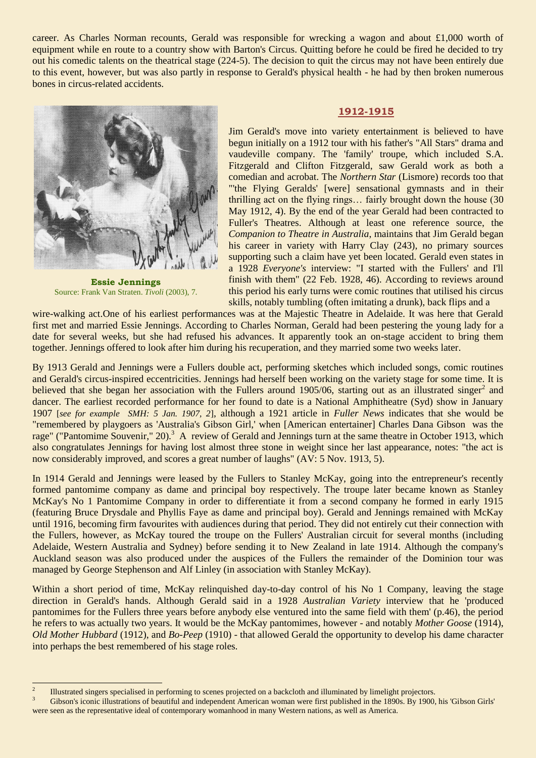career. As Charles Norman recounts, Gerald was responsible for wrecking a wagon and about £1,000 worth of equipment while en route to a country show with Barton's Circus. Quitting before he could be fired he decided to try out his comedic talents on the theatrical stage (224-5). The decision to quit the circus may not have been entirely due to this event, however, but was also partly in response to Gerald's physical health - he had by then broken numerous bones in circus-related accidents.

**Essie Jennings**
Source: Frank Van Straten. *Tivoli* (2003), 7.

## 1912-1915

Jim Gerald's move into variety entertainment is believed to have begun initially on a 1912 tour with his father's "All Stars" drama and vaudeville company. The 'family' troupe, which included S.A. Fitzgerald and Clifton Fitzgerald, saw Gerald work as both a comedian and acrobat. The *Northern Star* (Lismore) records too that "'the Flying Geralds' [were] sensational gymnasts and in their thrilling act on the flying rings… fairly brought down the house (30 May 1912, 4). By the end of the year Gerald had been contracted to Fuller's Theatres. Although at least one reference source, the *Companion to Theatre in Australia*, maintains that Jim Gerald began his career in variety with Harry Clay (243), no primary sources supporting such a claim have yet been located. Gerald even states in a 1928 *Everyone's* interview: "I started with the Fullers' and I'll finish with them" (22 Feb. 1928, 46). According to reviews around this period his early turns were comic routines that utilised his circus skills, notably tumbling (often imitating a drunk), back flips and a wire-walking act.One of his earliest performances was at the Majestic Theatre in Adelaide. It was here that Gerald first met and married Essie Jennings. According to Charles Norman, Gerald had been pestering the young lady for a date for several weeks, but she had refused his advances. It apparently took an on-stage accident to bring them together. Jennings offered to look after him during his recuperation, and they married some two weeks later.

By 1913 Gerald and Jennings were a Fullers double act, performing sketches which included songs, comic routines and Gerald's circus-inspired eccentricities. Jennings had herself been working on the variety stage for some time. It is believed that she began her association with the Fullers around 1905/06, starting out as an illustrated singer[2] and dancer. The earliest recorded performance for her found to date is a National Amphitheatre (Syd) show in January 1907 [*see for example SMH: 5 Jan. 1907, 2*], although a 1921 article in *Fuller News* indicates that she would be "remembered by playgoers as 'Australia's Gibson Girl,' when [American entertainer] Charles Dana Gibson was the rage" ("Pantomime Souvenir," 20).[3] A review of Gerald and Jennings turn at the same theatre in October 1913, which also congratulates Jennings for having lost almost three stone in weight since her last appearance, notes: "the act is now considerably improved, and scores a great number of laughs" (AV: 5 Nov. 1913, 5).

In 1914 Gerald and Jennings were leased by the Fullers to Stanley McKay, going into the entrepreneur's recently formed pantomime company as dame and principal boy respectively. The troupe later became known as Stanley McKay's No 1 Pantomime Company in order to differentiate it from a second company he formed in early 1915 (featuring Bruce Drysdale and Phyllis Faye as dame and principal boy). Gerald and Jennings remained with McKay until 1916, becoming firm favourites with audiences during that period. They did not entirely cut their connection with the Fullers, however, as McKay toured the troupe on the Fullers' Australian circuit for several months (including Adelaide, Western Australia and Sydney) before sending it to New Zealand in late 1914. Although the company's Auckland season was also produced under the auspices of the Fullers the remainder of the Dominion tour was managed by George Stephenson and Alf Linley (in association with Stanley McKay).

Within a short period of time, McKay relinquished day-to-day control of his No 1 Company, leaving the stage direction in Gerald's hands. Although Gerald said in a 1928 *Australian Variety* interview that he 'produced pantomimes for the Fullers three years before anybody else ventured into the same field with them' (p.46), the period he refers to was actually two years. It would be the McKay pantomimes, however - and notably *Mother Goose* (1914), *Old Mother Hubbard* (1912), and *Bo-Peep* (1910) - that allowed Gerald the opportunity to develop his dame character into perhaps the best remembered of his stage roles.

---

[2] Illustrated singers specialised in performing to scenes projected on a backcloth and illuminated by limelight projectors.

[3] Gibson's iconic illustrations of beautiful and independent American woman were first published in the 1890s. By 1900, his 'Gibson Girls' were seen as the representative ideal of contemporary womanhood in many Western nations, as well as America.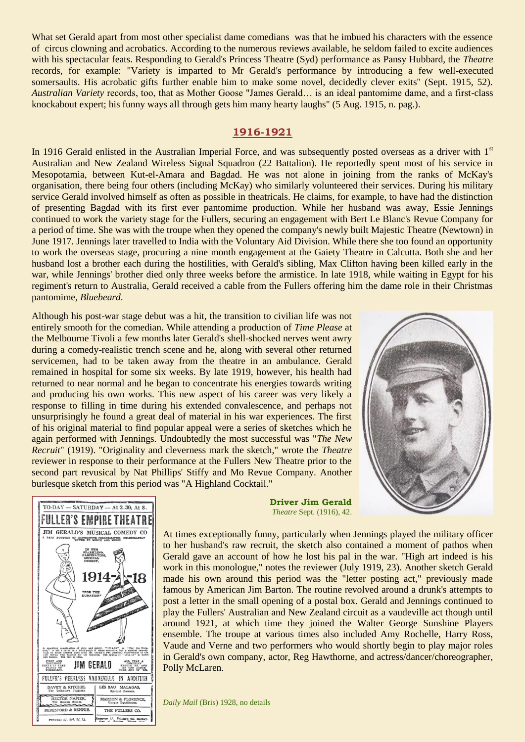What set Gerald apart from most other specialist dame comedians was that he imbued his characters with the essence of circus clowning and acrobatics. According to the numerous reviews available, he seldom failed to excite audiences with his spectacular feats. Responding to Gerald's Princess Theatre (Syd) performance as Pansy Hubbard, the *Theatre* records, for example: "Variety is imparted to Mr Gerald's performance by introducing a few well-executed somersaults. His acrobatic gifts further enable him to make some novel, decidedly clever exits" (Sept. 1915, 52). *Australian Variety* records, too, that as Mother Goose "James Gerald… is an ideal pantomime dame, and a first-class knockabout expert; his funny ways all through gets him many hearty laughs" (5 Aug. 1915, n. pag.).

## 1916-1921

In 1916 Gerald enlisted in the Australian Imperial Force, and was subsequently posted overseas as a driver with 1st Australian and New Zealand Wireless Signal Squadron (22 Battalion). He reportedly spent most of his service in Mesopotamia, between Kut-el-Amara and Bagdad. He was not alone in joining from the ranks of McKay's organisation, there being four others (including McKay) who similarly volunteered their services. During his military service Gerald involved himself as often as possible in theatricals. He claims, for example, to have had the distinction of presenting Bagdad with its first ever pantomime production. While her husband was away, Essie Jennings continued to work the variety stage for the Fullers, securing an engagement with Bert Le Blanc's Revue Company for a period of time. She was with the troupe when they opened the company's newly built Majestic Theatre (Newtown) in June 1917. Jennings later travelled to India with the Voluntary Aid Division. While there she too found an opportunity to work the overseas stage, procuring a nine month engagement at the Gaiety Theatre in Calcutta. Both she and her husband lost a brother each during the hostilities, with Gerald's sibling, Max Clifton having been killed early in the war, while Jennings' brother died only three weeks before the armistice. In late 1918, while waiting in Egypt for his regiment's return to Australia, Gerald received a cable from the Fullers offering him the dame role in their Christmas pantomime, *Bluebeard*.

Although his post-war stage debut was a hit, the transition to civilian life was not entirely smooth for the comedian. While attending a production of *Time Please* at the Melbourne Tivoli a few months later Gerald's shell-shocked nerves went awry during a comedy-realistic trench scene and he, along with several other returned servicemen, had to be taken away from the theatre in an ambulance. Gerald remained in hospital for some six weeks. By late 1919, however, his health had returned to near normal and he began to concentrate his energies towards writing and producing his own works. This new aspect of his career was very likely a response to filling in time during his extended convalescence, and perhaps not unsurprisingly he found a great deal of material in his war experiences. The first of his original material to find popular appeal were a series of sketches which he again performed with Jennings. Undoubtedly the most successful was "*The New Recruit*" (1919). "Originality and cleverness mark the sketch," wrote the *Theatre* reviewer in response to their performance at the Fullers New Theatre prior to the second part revusical by Nat Phillips' Stiffy and Mo Revue Company. Another burlesque sketch from this period was "A Highland Cocktail."

**Driver Jim Gerald**
*Theatre* Sept. (1916), 42.

At times exceptionally funny, particularly when Jennings played the military officer to her husband's raw recruit, the sketch also contained a moment of pathos when Gerald gave an account of how he lost his pal in the war. "High art indeed is his work in this monologue," notes the reviewer (July 1919, 23). Another sketch Gerald made his own around this period was the "letter posting act," previously made famous by American Jim Barton. The routine revolved around a drunk's attempts to post a letter in the small opening of a postal box. Gerald and Jennings continued to play the Fullers' Australian and New Zealand circuit as a vaudeville act though until around 1921, at which time they joined the Walter George Sunshine Players ensemble. The troupe at various times also included Amy Rochelle, Harry Ross, Vaude and Verne and two performers who would shortly begin to play major roles in Gerald's own company, actor, Reg Hawthorne, and actress/dancer/choreographer, Polly McLaren.

*Daily Mail* (Bris) 1928, no details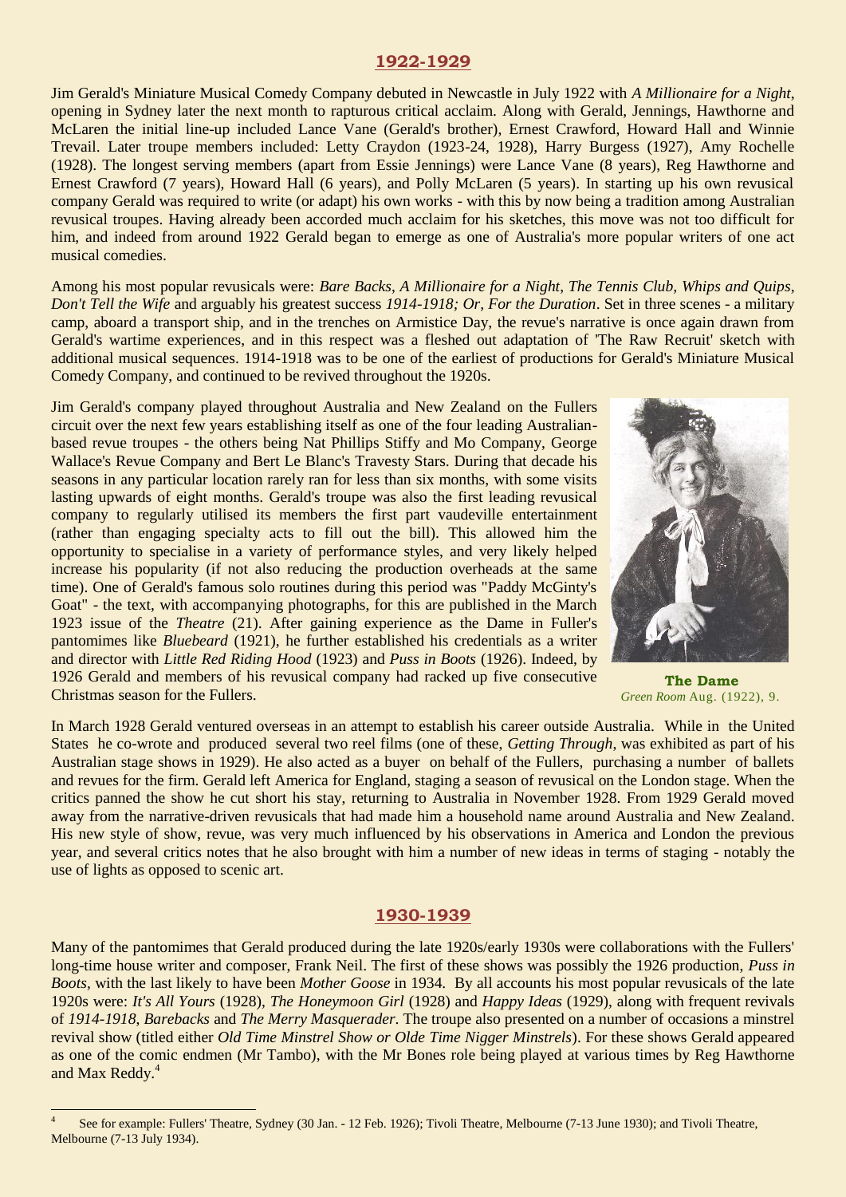## 1922-1929

Jim Gerald's Miniature Musical Comedy Company debuted in Newcastle in July 1922 with *A Millionaire for a Night*, opening in Sydney later the next month to rapturous critical acclaim. Along with Gerald, Jennings, Hawthorne and McLaren the initial line-up included Lance Vane (Gerald's brother), Ernest Crawford, Howard Hall and Winnie Trevail. Later troupe members included: Letty Craydon (1923-24, 1928), Harry Burgess (1927), Amy Rochelle (1928). The longest serving members (apart from Essie Jennings) were Lance Vane (8 years), Reg Hawthorne and Ernest Crawford (7 years), Howard Hall (6 years), and Polly McLaren (5 years). In starting up his own revusical company Gerald was required to write (or adapt) his own works - with this by now being a tradition among Australian revusical troupes. Having already been accorded much acclaim for his sketches, this move was not too difficult for him, and indeed from around 1922 Gerald began to emerge as one of Australia's more popular writers of one act musical comedies.

Among his most popular revusicals were: *Bare Backs*, *A Millionaire for a Night*, *The Tennis Club*, *Whips and Quips*, *Don't Tell the Wife* and arguably his greatest success *1914-1918; Or, For the Duration*. Set in three scenes - a military camp, aboard a transport ship, and in the trenches on Armistice Day, the revue's narrative is once again drawn from Gerald's wartime experiences, and in this respect was possibly a fleshed out adaptation of 'The Raw Recruit' sketch with additional musical sequences. 1914-1918 was to be one of the earliest of productions for Gerald's Miniature Musical Comedy Company, and continued to be revived throughout the 1920s.

Jim Gerald's company played throughout Australia and New Zealand on the Fullers circuit over the next few years establishing itself as one of the four leading Australian-based revue troupes - the others being Nat Phillips Stiffy and Mo Company, George Wallace's Revue Company and Bert Le Blanc's Travesty Stars. During that decade his seasons in any particular location rarely ran for less than six months, with some visits lasting upwards of eight months. Gerald's troupe was also the first leading revusical company to regularly utilised its members the first part vaudeville entertainment (rather than engaging specialty acts to fill out the bill). This allowed him the opportunity to specialise in a variety of performance styles, and very likely helped increase his popularity (if not also reducing the production overheads at the same time). One of Gerald's famous solo routines during this period was "Paddy McGinty's Goat" - the text, with accompanying photographs, for this are published in the March 1923 issue of the *Theatre* (21). After gaining experience as the Dame in Fuller's pantomimes like *Bluebeard* (1921), he further established his credentials as a writer and director with *Little Red Riding Hood* (1923) and *Puss in Boots* (1926). Indeed, by 1926 Gerald and members of his revusical company had racked up five consecutive Christmas season for the Fullers.

**The Dame**
*Green Room* Aug. (1922), 9.

In March 1928 Gerald ventured overseas in an attempt to establish his career outside Australia. While in the United States he co-wrote and produced several two reel films (one of these, *Getting Through*, was exhibited as part of his Australian stage shows in 1929). He also acted as a buyer on behalf of the Fullers, purchasing a number of ballets and revues for the firm. Gerald left America for England, staging a season of revusical on the London stage. When the critics panned the show he cut short his stay, returning to Australia in November 1928. From 1929 Gerald moved away from the narrative-driven revusicals that had made him a household name around Australia and New Zealand. His new style of show, revue, was very much influenced by his observations in America and London the previous year, and several critics notes that he also brought with him a number of new ideas in terms of staging - notably the use of lights as opposed to scenic art.

## 1930-1939

Many of the pantomimes that Gerald produced during the late 1920s/early 1930s were collaborations with the Fullers' long-time house writer and composer, Frank Neil. The first of these shows was possibly the 1926 production, *Puss in Boots*, with the last likely to have been *Mother Goose* in 1934. By all accounts his most popular revusicals of the late 1920s were: *It's All Yours* (1928), *The Honeymoon Girl* (1928) and *Happy Ideas* (1929), along with frequent revivals of *1914-1918*, *Barebacks* and *The Merry Masquerader*. The troupe also presented on a number of occasions a minstrel revival show (titled either *Old Time Minstrel Show or Olde Time Nigger Minstrels*). For these shows Gerald appeared as one of the comic endmen (Mr Tambo), with the Mr Bones role being played at various times by Reg Hawthorne and Max Reddy.[4]

[4] See for example: Fullers' Theatre, Sydney (30 Jan. - 12 Feb. 1926); Tivoli Theatre, Melbourne (7-13 June 1930); and Tivoli Theatre, Melbourne (7-13 July 1934).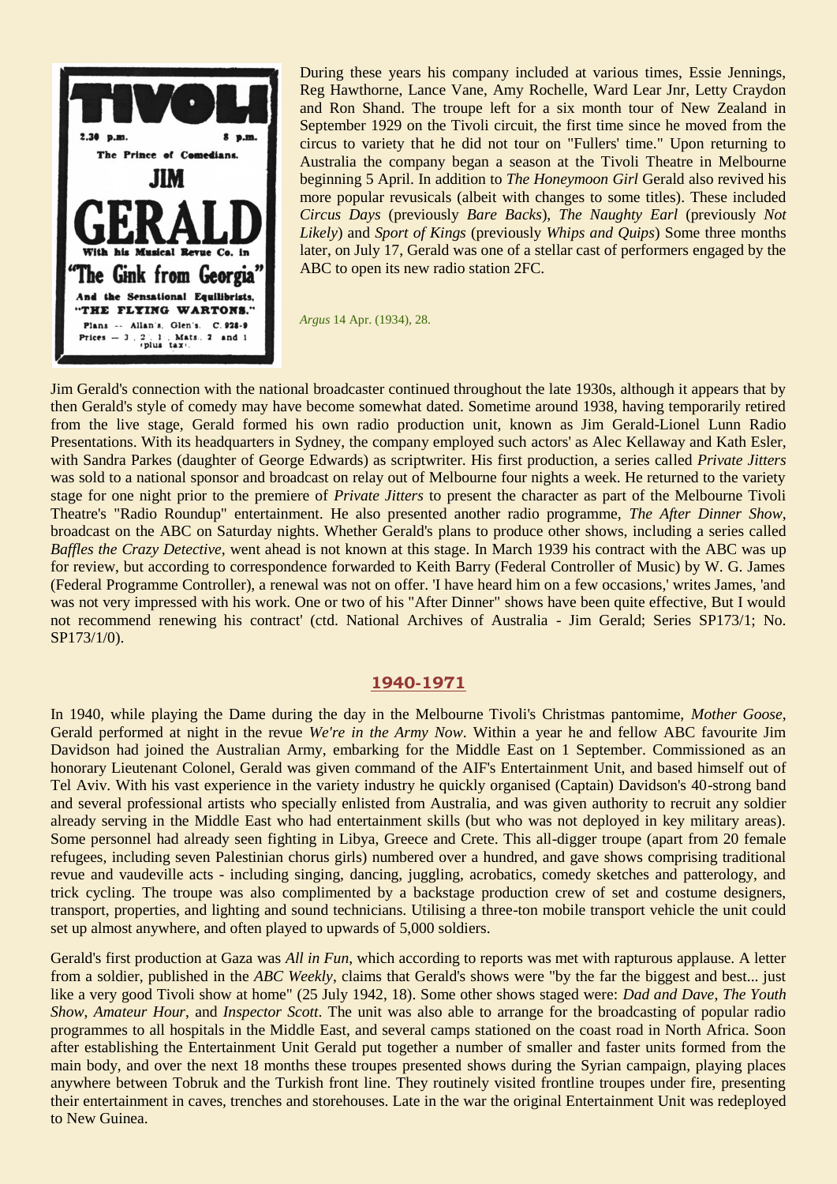During these years his company included at various times, Essie Jennings, Reg Hawthorne, Lance Vane, Amy Rochelle, Ward Lear Jnr, Letty Craydon and Ron Shand. The troupe left for a six month tour of New Zealand in September 1929 on the Tivoli circuit, the first time since he moved from the circus to variety that he did not tour on "Fullers' time." Upon returning to Australia the company began a season at the Tivoli Theatre in Melbourne beginning 5 April. In addition to *The Honeymoon Girl* Gerald also revived his more popular revusicals (albeit with changes to some titles). These included *Circus Days* (previously *Bare Backs*), *The Naughty Earl* (previously *Not Likely*) and *Sport of Kings* (previously *Whips and Quips*) Some three months later, on July 17, Gerald was one of a stellar cast of performers engaged by the ABC to open its new radio station 2FC.

TIVOLI
2.30 p.m. 8 p.m.
The Prince of Comedians.
JIM GERALD
With his Musical Revue Co. in
"The Gink from Georgia"
And the Sensational Equilibrists,
"THE FLYING WARTONS."
Plans -- Allan's, Glen's. C. 928-9
Prices — 3, 2, 1, Mats, 2 and 1 (plus tax).

*Argus* 14 Apr. (1934), 28.

Jim Gerald's connection with the national broadcaster continued throughout the late 1930s, although it appears that by then Gerald's style of comedy may have become somewhat dated. Sometime around 1938, having temporarily retired from the live stage, Gerald formed his own radio production unit, known as Jim Gerald-Lionel Lunn Radio Presentations. With its headquarters in Sydney, the company employed such actors' as Alec Kellaway and Kath Esler, with Sandra Parkes (daughter of George Edwards) as scriptwriter. His first production, a series called *Private Jitters* was sold to a national sponsor and broadcast on relay out of Melbourne four nights a week. He returned to the variety stage for one night prior to the premiere of *Private Jitters* to present the character as part of the Melbourne Tivoli Theatre's "Radio Roundup" entertainment. He also presented another radio programme, *The After Dinner Show*, broadcast on the ABC on Saturday nights. Whether Gerald's plans to produce other shows, including a series called *Baffles the Crazy Detective*, went ahead is not known at this stage. In March 1939 his contract with the ABC was up for review, but according to correspondence forwarded to Keith Barry (Federal Controller of Music) by W. G. James (Federal Programme Controller), a renewal was not on offer. 'I have heard him on a few occasions,' writes James, 'and was not very impressed with his work. One or two of his "After Dinner" shows have been quite effective, But I would not recommend renewing his contract' (ctd. National Archives of Australia - Jim Gerald; Series SP173/1; No. SP173/1/0).

## 1940-1971

In 1940, while playing the Dame during the day in the Melbourne Tivoli's Christmas pantomime, *Mother Goose*, Gerald performed at night in the revue *We're in the Army Now*. Within a year he and fellow ABC favourite Jim Davidson had joined the Australian Army, embarking for the Middle East on 1 September. Commissioned as an honorary Lieutenant Colonel, Gerald was given command of the AIF's Entertainment Unit, and based himself out of Tel Aviv. With his vast experience in the variety industry he quickly organised (Captain) Davidson's 40-strong band and several professional artists who specially enlisted from Australia, and was given authority to recruit any soldier already serving in the Middle East who had entertainment skills (but who was not deployed in key military areas). Some personnel had already seen fighting in Libya, Greece and Crete. This all-digger troupe (apart from 20 female refugees, including seven Palestinian chorus girls) numbered over a hundred, and gave shows comprising traditional revue and vaudeville acts - including singing, dancing, juggling, acrobatics, comedy sketches and patterology, and trick cycling. The troupe was also complimented by a backstage production crew of set and costume designers, transport, properties, and lighting and sound technicians. Utilising a three-ton mobile transport vehicle the unit could set up almost anywhere, and often played to upwards of 5,000 soldiers.

Gerald's first production at Gaza was *All in Fun*, which according to reports was met with rapturous applause. A letter from a soldier, published in the *ABC Weekly*, claims that Gerald's shows were "by the far the biggest and best... just like a very good Tivoli show at home" (25 July 1942, 18). Some other shows staged were: *Dad and Dave*, *The Youth Show*, *Amateur Hour*, and *Inspector Scott*. The unit was also able to arrange for the broadcasting of popular radio programmes to all hospitals in the Middle East, and several camps stationed on the coast road in North Africa. Soon after establishing the Entertainment Unit Gerald put together a number of smaller and faster units formed from the main body, and over the next 18 months these troupes presented shows during the Syrian campaign, playing places anywhere between Tobruk and the Turkish front line. They routinely visited frontline troupes under fire, presenting their entertainment in caves, trenches and storehouses. Late in the war the original Entertainment Unit was redeployed to New Guinea.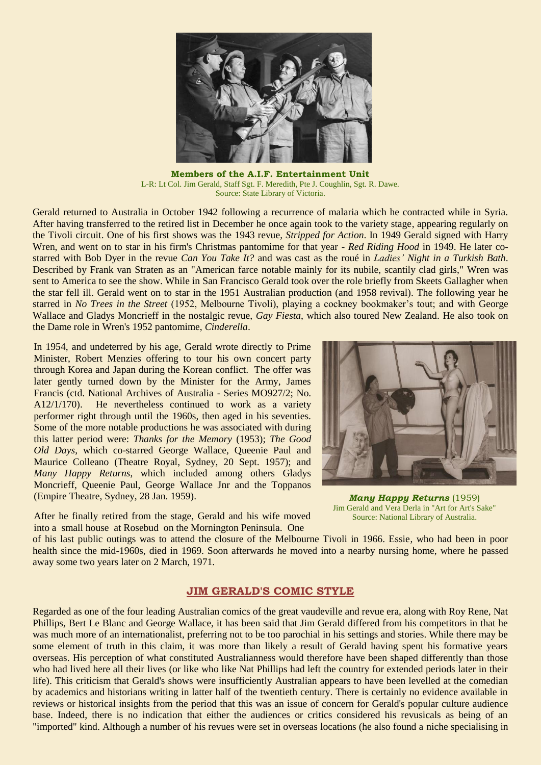**Members of the A.I.F. Entertainment Unit**
L-R: Lt Col. Jim Gerald, Staff Sgt. F. Meredith, Pte J. Coughlin, Sgt. R. Dawe.
Source: State Library of Victoria.

Gerald returned to Australia in October 1942 following a recurrence of malaria which he contracted while in Syria. After having transferred to the retired list in December he once again took to the variety stage, appearing regularly on the Tivoli circuit. One of his first shows was the 1943 revue, *Stripped for Action*. In 1949 Gerald signed with Harry Wren, and went on to star in his firm's Christmas pantomime for that year - *Red Riding Hood* in 1949. He later co-starred with Bob Dyer in the revue *Can You Take It?* and was cast as the roué in *Ladies' Night in a Turkish Bath*. Described by Frank van Straten as an "American farce notable mainly for its nubile, scantily clad girls," Wren was sent to America to see the show. While in San Francisco Gerald took over the role briefly from Skeets Gallagher when the star fell ill. Gerald went on to star in the 1951 Australian production (and 1958 revival). The following year he starred in *No Trees in the Street* (1952, Melbourne Tivoli), playing a cockney bookmaker's tout; and with George Wallace and Gladys Moncrieff in the nostalgic revue, *Gay Fiesta*, which also toured New Zealand. He also took on the Dame role in Wren's 1952 pantomime, *Cinderella*.

In 1954, and undeterred by his age, Gerald wrote directly to Prime Minister, Robert Menzies offering to tour his own concert party through Korea and Japan during the Korean conflict. The offer was later gently turned down by the Minister for the Army, James Francis (ctd. National Archives of Australia - Series MO927/2; No. A12/1/170). He nevertheless continued to work as a variety performer right through until the 1960s, then aged in his seventies. Some of the more notable productions he was associated with during this latter period were: *Thanks for the Memory* (1953); *The Good Old Days*, which co-starred George Wallace, Queenie Paul and Maurice Colleano (Theatre Royal, Sydney, 20 Sept. 1957); and *Many Happy Returns*, which included among others Gladys Moncrieff, Queenie Paul, George Wallace Jnr and the Toppanos (Empire Theatre, Sydney, 28 Jan. 1959).

***Many Happy Returns*** (1959)
Jim Gerald and Vera Derla in "Art for Art's Sake"
Source: National Library of Australia.

After he finally retired from the stage, Gerald and his wife moved into a small house at Rosebud on the Mornington Peninsula. One of his last public outings was to attend the closure of the Melbourne Tivoli in 1966. Essie, who had been in poor health since the mid-1960s, died in 1969. Soon afterwards he moved into a nearby nursing home, where he passed away some two years later on 2 March, 1971.

## JIM GERALD'S COMIC STYLE

Regarded as one of the four leading Australian comics of the great vaudeville and revue era, along with Roy Rene, Nat Phillips, Bert Le Blanc and George Wallace, it has been said that Jim Gerald differed from his competitors in that he was much more of an internationalist, preferring not to be too parochial in his settings and stories. While there may be some element of truth in this claim, it was more than likely a result of Gerald having spent his formative years overseas. His perception of what constituted Australianness would therefore have been shaped differently than those who had lived here all their lives (or like who like Nat Phillips had left the country for extended periods later in their life). This criticism that Gerald's shows were insufficiently Australian appears to have been levelled at the comedian by academics and historians writing in latter half of the twentieth century. There is certainly no evidence available in reviews or historical insights from the period that this was an issue of concern for Gerald's popular culture audience base. Indeed, there is no indication that either the audiences or critics considered his revusicals as being of an "imported" kind. Although a number of his revues were set in overseas locations (he also found a niche specialising in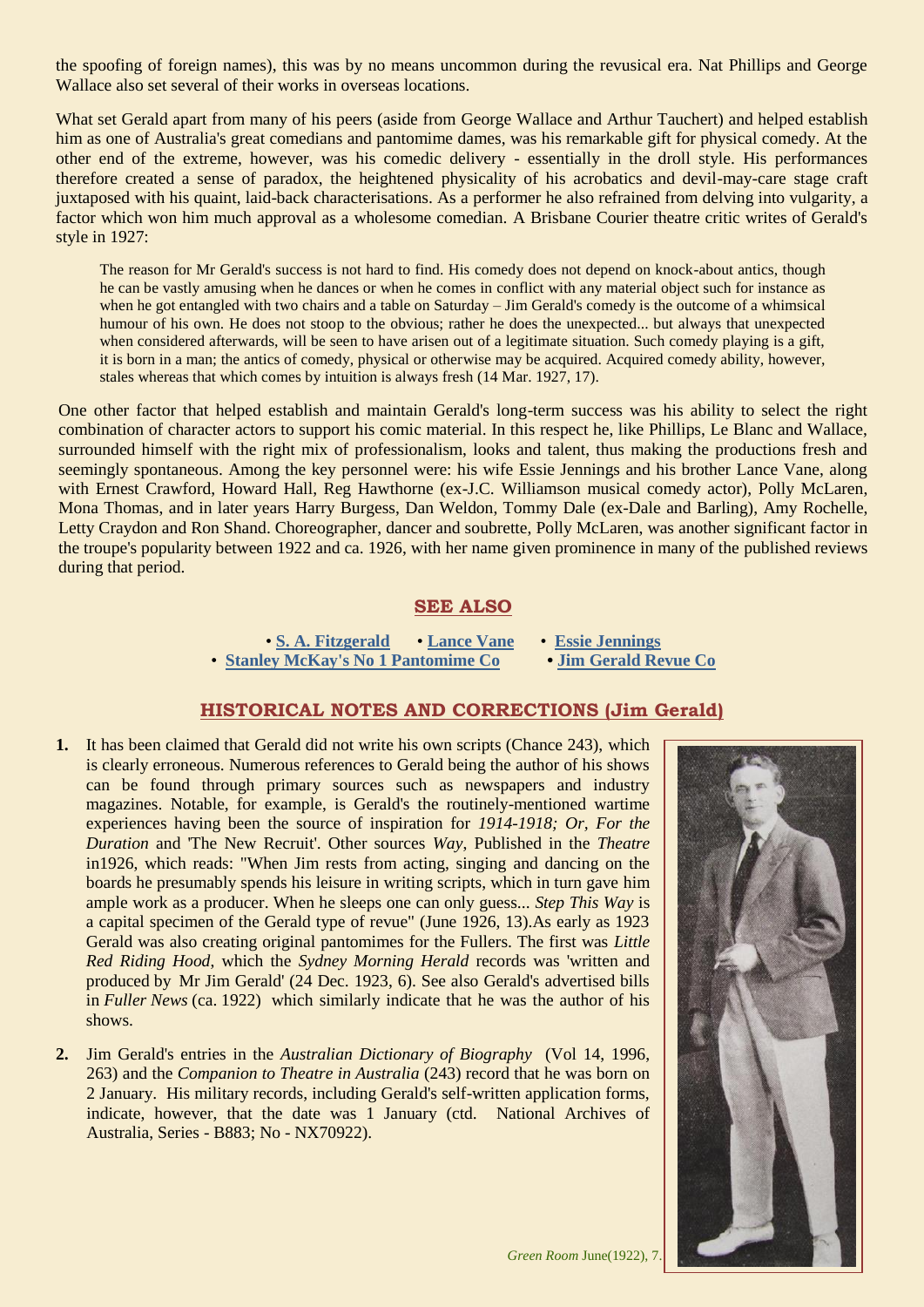the spoofing of foreign names), this was by no means uncommon during the revusical era. Nat Phillips and George Wallace also set several of their works in overseas locations.

What set Gerald apart from many of his peers (aside from George Wallace and Arthur Tauchert) and helped establish him as one of Australia's great comedians and pantomime dames, was his remarkable gift for physical comedy. At the other end of the extreme, however, was his comedic delivery - essentially in the droll style. His performances therefore created a sense of paradox, the heightened physicality of his acrobatics and devil-may-care stage craft juxtaposed with his quaint, laid-back characterisations. As a performer he also refrained from delving into vulgarity, a factor which won him much approval as a wholesome comedian. A Brisbane Courier theatre critic writes of Gerald's style in 1927:

> The reason for Mr Gerald's success is not hard to find. His comedy does not depend on knock-about antics, though he can be vastly amusing when he dances or when he comes in conflict with any material object such for instance as when he got entangled with two chairs and a table on Saturday – Jim Gerald's comedy is the outcome of a whimsical humour of his own. He does not stoop to the obvious; rather he does the unexpected... but always that unexpected when considered afterwards, will be seen to have arisen out of a legitimate situation. Such comedy playing is a gift, it is born in a man; the antics of comedy, physical or otherwise may be acquired. Acquired comedy ability, however, stales whereas that which comes by intuition is always fresh (14 Mar. 1927, 17).

One other factor that helped establish and maintain Gerald's long-term success was his ability to select the right combination of character actors to support his comic material. In this respect he, like Phillips, Le Blanc and Wallace, surrounded himself with the right mix of professionalism, looks and talent, thus making the productions fresh and seemingly spontaneous. Among the key personnel were: his wife Essie Jennings and his brother Lance Vane, along with Ernest Crawford, Howard Hall, Reg Hawthorne (ex-J.C. Williamson musical comedy actor), Polly McLaren, Mona Thomas, and in later years Harry Burgess, Dan Weldon, Tommy Dale (ex-Dale and Barling), Amy Rochelle, Letty Craydon and Ron Shand. Choreographer, dancer and soubrette, Polly McLaren, was another significant factor in the troupe's popularity between 1922 and ca. 1926, with her name given prominence in many of the published reviews during that period.

## SEE ALSO

• **S. A. Fitzgerald** • **Lance Vane** • **Essie Jennings**
• **Stanley McKay's No 1 Pantomime Co** • **Jim Gerald Revue Co**

## HISTORICAL NOTES AND CORRECTIONS (Jim Gerald)

1. It has been claimed that Gerald did not write his own scripts (Chance 243), which is clearly erroneous. Numerous references to Gerald being the author of his shows can be found through primary sources such as newspapers and industry magazines. Notable, for example, is Gerald's the routinely-mentioned wartime experiences having been the source of inspiration for *1914-1918; Or, For the Duration* and 'The New Recruit'. Other sources *Way*, Published in the *Theatre* in1926, which reads: "When Jim rests from acting, singing and dancing on the boards he presumably spends his leisure in writing scripts, which in turn gave him ample work as a producer. When he sleeps one can only guess... *Step This Way* is a capital specimen of the Gerald type of revue" (June 1926, 13).As early as 1923 Gerald was also creating original pantomimes for the Fullers. The first was *Little Red Riding Hood*, which the *Sydney Morning Herald* records was 'written and produced by Mr Jim Gerald' (24 Dec. 1923, 6). See also Gerald's advertised bills in *Fuller News* (ca. 1922) which similarly indicate that he was the author of his shows.

2. Jim Gerald's entries in the *Australian Dictionary of Biography* (Vol 14, 1996, 263) and the *Companion to Theatre in Australia* (243) record that he was born on 2 January. His military records, including Gerald's self-written application forms, indicate, however, that the date was 1 January (ctd. National Archives of Australia, Series - B883; No - NX70922).

*Green Room* June(1922), 7.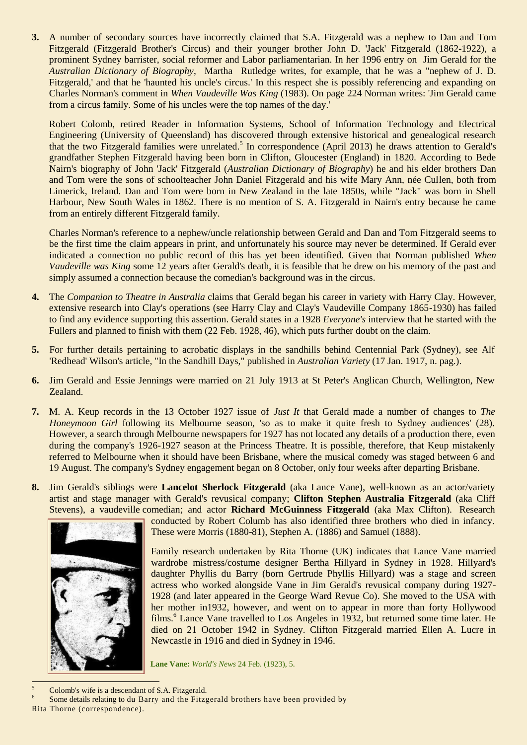**3.** A number of secondary sources have incorrectly claimed that S.A. Fitzgerald was a nephew to Dan and Tom Fitzgerald (Fitzgerald Brother's Circus) and their younger brother John D. 'Jack' Fitzgerald (1862-1922), a prominent Sydney barrister, social reformer and Labor parliamentarian. In her 1996 entry on Jim Gerald for the *Australian Dictionary of Biography*, Martha Rutledge writes, for example, that he was a "nephew of J. D. Fitzgerald,' and that he 'haunted his uncle's circus.' In this respect she is possibly referencing and expanding on Charles Norman's comment in *When Vaudeville Was King* (1983). On page 224 Norman writes: 'Jim Gerald came from a circus family. Some of his uncles were the top names of the day.'

Robert Colomb, retired Reader in Information Systems, School of Information Technology and Electrical Engineering (University of Queensland) has discovered through extensive historical and genealogical research that the two Fitzgerald families were unrelated.[5] In correspondence (April 2013) he draws attention to Gerald's grandfather Stephen Fitzgerald having been born in Clifton, Gloucester (England) in 1820. According to Bede Nairn's biography of John 'Jack' Fitzgerald (*Australian Dictionary of Biography*) he and his elder brothers Dan and Tom were the sons of schoolteacher John Daniel Fitzgerald and his wife Mary Ann, née Cullen, both from Limerick, Ireland. Dan and Tom were born in New Zealand in the late 1850s, while "Jack" was born in Shell Harbour, New South Wales in 1862. There is no mention of S. A. Fitzgerald in Nairn's entry because he came from an entirely different Fitzgerald family.

Charles Norman's reference to a nephew/uncle relationship between Gerald and Dan and Tom Fitzgerald seems to be the first time the claim appears in print, and unfortunately his source may never be determined. If Gerald ever indicated a connection no public record of this has yet been identified. Given that Norman published *When Vaudeville was King* some 12 years after Gerald's death, it is feasible that he drew on his memory of the past and simply assumed a connection because the comedian's background was in the circus.

**4.** The *Companion to Theatre in Australia* claims that Gerald began his career in variety with Harry Clay. However, extensive research into Clay's operations (see Harry Clay and Clay's Vaudeville Company 1865-1930) has failed to find any evidence supporting this assertion. Gerald states in a 1928 *Everyone's* interview that he started with the Fullers and planned to finish with them (22 Feb. 1928, 46), which puts further doubt on the claim.

**5.** For further details pertaining to acrobatic displays in the sandhills behind Centennial Park (Sydney), see Alf 'Redhead' Wilson's article, "In the Sandhill Days," published in *Australian Variety* (17 Jan. 1917, n. pag.).

**6.** Jim Gerald and Essie Jennings were married on 21 July 1913 at St Peter's Anglican Church, Wellington, New Zealand.

**7.** M. A. Keup records in the 13 October 1927 issue of *Just It* that Gerald made a number of changes to *The Honeymoon Girl* following its Melbourne season, 'so as to make it quite fresh to Sydney audiences' (28). However, a search through Melbourne newspapers for 1927 has not located any details of a production there, even during the company's 1926-1927 season at the Princess Theatre. It is possible, therefore, that Keup mistakenly referred to Melbourne when it should have been Brisbane, where the musical comedy was staged between 6 and 19 August. The company's Sydney engagement began on 8 October, only four weeks after departing Brisbane.

**8.** Jim Gerald's siblings were **Lancelot Sherlock Fitzgerald** (aka Lance Vane), well-known as an actor/variety artist and stage manager with Gerald's revusical company; **Clifton Stephen Australia Fitzgerald** (aka Cliff Stevens), a vaudeville comedian; and actor **Richard McGuinness Fitzgerald** (aka Max Clifton). Research conducted by Robert Columb has also identified three brothers who died in infancy. These were Morris (1880-81), Stephen A. (1886) and Samuel (1888).

Family research undertaken by Rita Thorne (UK) indicates that Lance Vane married wardrobe mistress/costume designer Bertha Hillyard in Sydney in 1928. Hillyard's daughter Phyllis du Barry (born Gertrude Phyllis Hillyard) was a stage and screen actress who worked alongside Vane in Jim Gerald's revusical company during 1927-1928 (and later appeared in the George Ward Revue Co). She moved to the USA with her mother in1932, however, and went on to appear in more than forty Hollywood films.[6] Lance Vane travelled to Los Angeles in 1932, but returned some time later. He died on 21 October 1942 in Sydney. Clifton Fitzgerald married Ellen A. Lucre in Newcastle in 1916 and died in Sydney in 1946.

**Lane Vane:** *World's News* 24 Feb. (1923), 5.

---

[5] Colomb's wife is a descendant of S.A. Fitzgerald.

[6] Some details relating to du Barry and the Fitzgerald brothers have been provided by Rita Thorne (correspondence).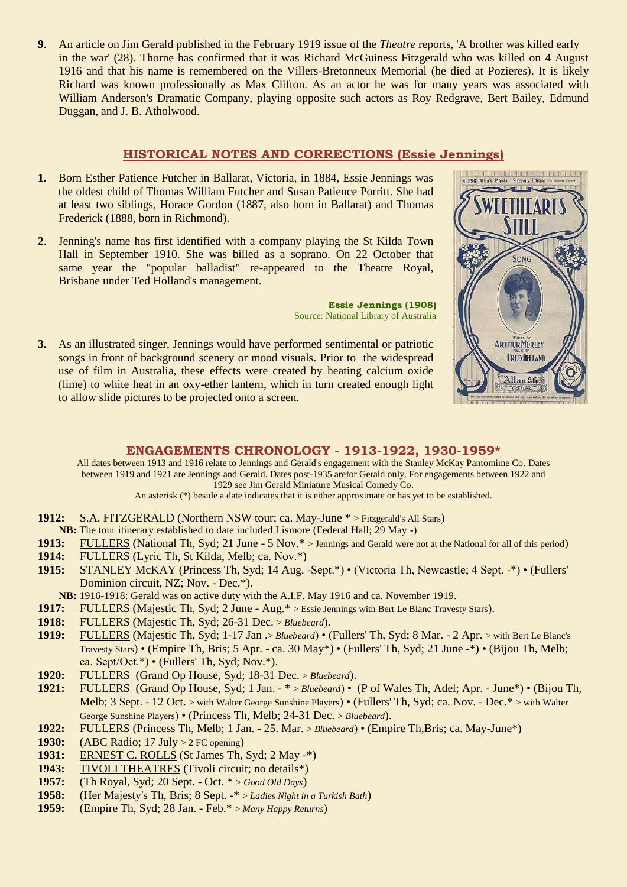**9**. An article on Jim Gerald published in the February 1919 issue of the *Theatre* reports, 'A brother was killed early in the war' (28). Thorne has confirmed that it was Richard McGuiness Fitzgerald who was killed on 4 August 1916 and that his name is remembered on the Villers-Bretonneux Memorial (he died at Pozieres). It is likely Richard was known professionally as Max Clifton. As an actor he was for many years was associated with William Anderson's Dramatic Company, playing opposite such actors as Roy Redgrave, Bert Bailey, Edmund Duggan, and J. B. Atholwood.

## HISTORICAL NOTES AND CORRECTIONS (Essie Jennings)

**1.** Born Esther Patience Futcher in Ballarat, Victoria, in 1884, Essie Jennings was the oldest child of Thomas William Futcher and Susan Patience Porritt. She had at least two siblings, Horace Gordon (1887, also born in Ballarat) and Thomas Frederick (1888, born in Richmond).

**2**. Jenning's name has first identified with a company playing the St Kilda Town Hall in September 1910. She was billed as a soprano. On 22 October that same year the "popular balladist" re-appeared to the Theatre Royal, Brisbane under Ted Holland's management.

**Essie Jennings (1908)**
Source: National Library of Australia

**3.** As an illustrated singer, Jennings would have performed sentimental or patriotic songs in front of background scenery or mood visuals. Prior to the widespread use of film in Australia, these effects were created by heating calcium oxide (lime) to white heat in an oxy-ether lantern, which in turn created enough light to allow slide pictures to be projected onto a screen.

## ENGAGEMENTS CHRONOLOGY - 1913-1922, 1930-1959*

All dates between 1913 and 1916 relate to Jennings and Gerald's engagement with the Stanley McKay Pantomime Co. Dates between 1919 and 1921 are Jennings and Gerald. Dates post-1935 arefor Gerald only. For engagements between 1922 and 1929 see Jim Gerald Miniature Musical Comedy Co.
An asterisk (*) beside a date indicates that it is either approximate or has yet to be established.

**1912:** S.A. FITZGERALD (Northern NSW tour; ca. May-June * > Fitzgerald's All Stars)
**NB:** The tour itinerary established to date included Lismore (Federal Hall; 29 May -)
**1913:** FULLERS (National Th, Syd; 21 June - 5 Nov.* > Jennings and Gerald were not at the National for all of this period)
**1914:** FULLERS (Lyric Th, St Kilda, Melb; ca. Nov.*)
**1915:** STANLEY McKAY (Princess Th, Syd; 14 Aug. -Sept.*) • (Victoria Th, Newcastle; 4 Sept. -*) • (Fullers' Dominion circuit, NZ; Nov. - Dec.*).
**NB:** 1916-1918: Gerald was on active duty with the A.I.F. May 1916 and ca. November 1919.
**1917:** FULLERS (Majestic Th, Syd; 2 June - Aug.* > Essie Jennings with Bert Le Blanc Travesty Stars).
**1918:** FULLERS (Majestic Th, Syd; 26-31 Dec. > *Bluebeard*).
**1919:** FULLERS (Majestic Th, Syd; 1-17 Jan .> *Bluebeard*) • (Fullers' Th, Syd; 8 Mar. - 2 Apr. > with Bert Le Blanc's Travesty Stars) • (Empire Th, Bris; 5 Apr. - ca. 30 May*) • (Fullers' Th, Syd; 21 June -*) • (Bijou Th, Melb; ca. Sept/Oct.*) • (Fullers' Th, Syd; Nov.*).
**1920:** FULLERS (Grand Op House, Syd; 18-31 Dec. > *Bluebeard*).
**1921:** FULLERS (Grand Op House, Syd; 1 Jan. - * > *Bluebeard*) • (P of Wales Th, Adel; Apr. - June*) • (Bijou Th, Melb; 3 Sept. - 12 Oct. > with Walter George Sunshine Players) • (Fullers' Th, Syd; ca. Nov. - Dec.* > with Walter George Sunshine Players) • (Princess Th, Melb; 24-31 Dec. > *Bluebeard*).
**1922:** FULLERS (Princess Th, Melb; 1 Jan. - 25. Mar. > *Bluebeard*) • (Empire Th,Bris; ca. May-June*)
**1930:** (ABC Radio; 17 July > 2 FC opening)
**1931:** ERNEST C. ROLLS (St James Th, Syd; 2 May -*)
**1943:** TIVOLI THEATRES (Tivoli circuit; no details*)
**1957:** (Th Royal, Syd; 20 Sept. - Oct. * > *Good Old Days*)
**1958:** (Her Majesty's Th, Bris; 8 Sept. -* > *Ladies Night in a Turkish Bath*)
**1959:** (Empire Th, Syd; 28 Jan. - Feb.* > *Many Happy Returns*)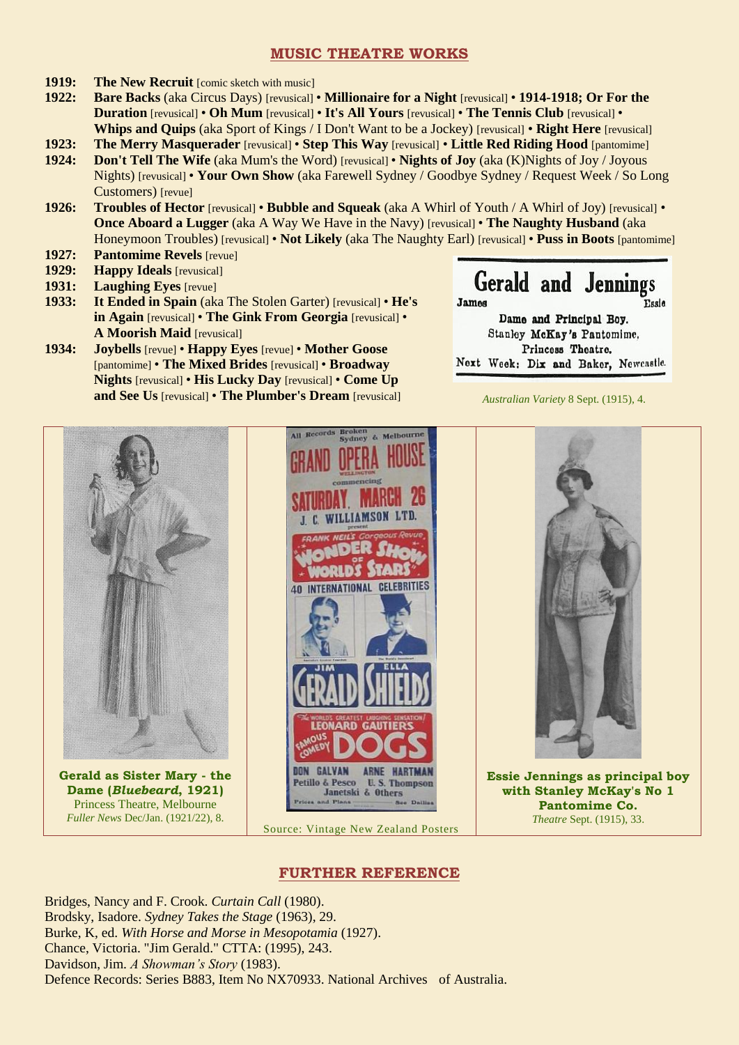## MUSIC THEATRE WORKS

**1919:** **The New Recruit** [comic sketch with music]

**1922:** **Bare Backs** (aka Circus Days) [revusical] • **Millionaire for a Night** [revusical] • **1914-1918; Or For the Duration** [revusical] • **Oh Mum** [revusical] • **It's All Yours** [revusical] • **The Tennis Club** [revusical] • **Whips and Quips** (aka Sport of Kings / I Don't Want to be a Jockey) [revusical] • **Right Here** [revusical]

**1923:** **The Merry Masquerader** [revusical] • **Step This Way** [revusical] • **Little Red Riding Hood** [pantomime]

**1924:** **Don't Tell The Wife** (aka Mum's the Word) [revusical] • **Nights of Joy** (aka (K)Nights of Joy / Joyous Nights) [revusical] • **Your Own Show** (aka Farewell Sydney / Goodbye Sydney / Request Week / So Long Customers) [revue]

**1926:** **Troubles of Hector** [revusical] • **Bubble and Squeak** (aka A Whirl of Youth / A Whirl of Joy) [revusical] • **Once Aboard a Lugger** (aka A Way We Have in the Navy) [revusical] • **The Naughty Husband** (aka Honeymoon Troubles) [revusical] • **Not Likely** (aka The Naughty Earl) [revusical] • **Puss in Boots** [pantomime]

**1927:** **Pantomime Revels** [revue]

**1929:** **Happy Ideals** [revusical]

**1931:** **Laughing Eyes** [revue]

**1933:** **It Ended in Spain** (aka The Stolen Garter) [revusical] • **He's in Again** [revusical] • **The Gink From Georgia** [revusical] • **A Moorish Maid** [revusical]

**1934:** **Joybells** [revue] • **Happy Eyes** [revue] • **Mother Goose** [pantomime] • **The Mixed Brides** [revusical] • **Broadway Nights** [revusical] • **His Lucky Day** [revusical] • **Come Up and See Us** [revusical] • **The Plumber's Dream** [revusical]

Gerald and Jennings
James Essie
Dame and Principal Boy.
Stanley McKay's Pantomime,
Princess Theatre.
Next Week: Dix and Baker, Newcastle.

*Australian Variety* 8 Sept. (1915), 4.

**Gerald as Sister Mary - the Dame (*Bluebeard*, 1921)**
Princess Theatre, Melbourne
*Fuller News* Dec/Jan. (1921/22), 8.

Source: Vintage New Zealand Posters

**Essie Jennings as principal boy with Stanley McKay's No 1 Pantomime Co.**
*Theatre* Sept. (1915), 33.

## FURTHER REFERENCE

Bridges, Nancy and F. Crook. *Curtain Call* (1980).
Brodsky, Isadore. *Sydney Takes the Stage* (1963), 29.
Burke, K, ed. *With Horse and Morse in Mesopotamia* (1927).
Chance, Victoria. "Jim Gerald." CTTA: (1995), 243.
Davidson, Jim. *A Showman's Story* (1983).
Defence Records: Series B883, Item No NX70933. National Archives of Australia.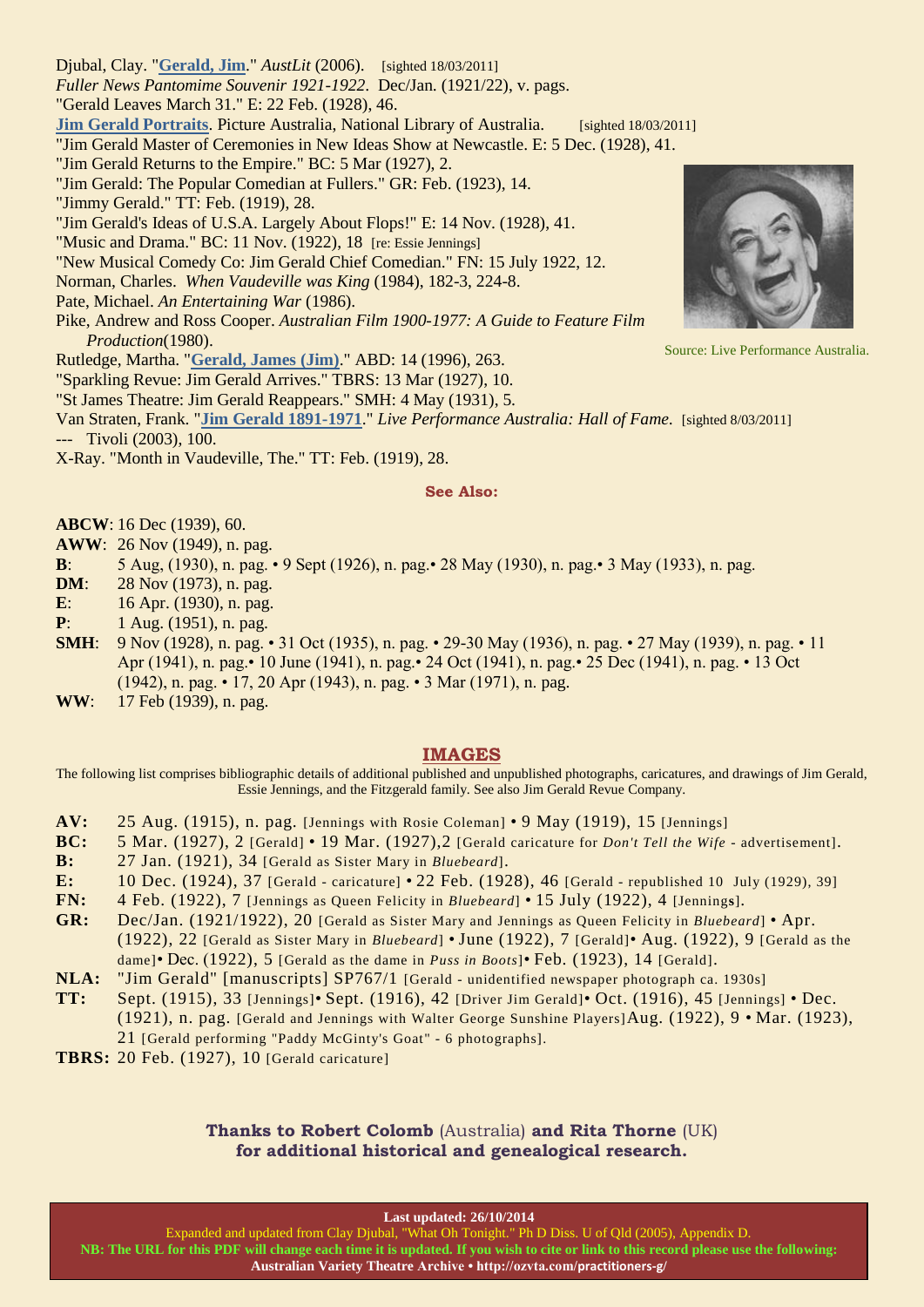Djubal, Clay. "**Gerald, Jim**." *AustLit* (2006). [sighted 18/03/2011]

*Fuller News Pantomime Souvenir 1921-1922*. Dec/Jan. (1921/22), v. pags.

"Gerald Leaves March 31." E: 22 Feb. (1928), 46.

**Jim Gerald Portraits**. Picture Australia, National Library of Australia. [sighted 18/03/2011]

"Jim Gerald Master of Ceremonies in New Ideas Show at Newcastle. E: 5 Dec. (1928), 41.

"Jim Gerald Returns to the Empire." BC: 5 Mar (1927), 2.

"Jim Gerald: The Popular Comedian at Fullers." GR: Feb. (1923), 14.

"Jimmy Gerald." TT: Feb. (1919), 28.

"Jim Gerald's Ideas of U.S.A. Largely About Flops!" E: 14 Nov. (1928), 41.

"Music and Drama." BC: 11 Nov. (1922), 18 [re: Essie Jennings]

"New Musical Comedy Co: Jim Gerald Chief Comedian." FN: 15 July 1922, 12.

Norman, Charles. *When Vaudeville was King* (1984), 182-3, 224-8.

Pate, Michael. *An Entertaining War* (1986).

Pike, Andrew and Ross Cooper. *Australian Film 1900-1977: A Guide to Feature Film Production*(1980).

Rutledge, Martha. "**Gerald, James (Jim)**." ABD: 14 (1996), 263.

"Sparkling Revue: Jim Gerald Arrives." TBRS: 13 Mar (1927), 10.

"St James Theatre: Jim Gerald Reappears." SMH: 4 May (1931), 5.

Van Straten, Frank. "**Jim Gerald 1891-1971**." *Live Performance Australia: Hall of Fame*. [sighted 8/03/2011]

--- Tivoli (2003), 100.

X-Ray. "Month in Vaudeville, The." TT: Feb. (1919), 28.

Source: Live Performance Australia.

## See Also:

**ABCW**: 16 Dec (1939), 60.

**AWW**: 26 Nov (1949), n. pag.

**B**: 5 Aug, (1930), n. pag. • 9 Sept (1926), n. pag.• 28 May (1930), n. pag.• 3 May (1933), n. pag.

**DM**: 28 Nov (1973), n. pag.

**E**: 16 Apr. (1930), n. pag.

**P**: 1 Aug. (1951), n. pag.

**SMH**: 9 Nov (1928), n. pag. • 31 Oct (1935), n. pag. • 29-30 May (1936), n. pag. • 27 May (1939), n. pag. • 11 Apr (1941), n. pag.• 10 June (1941), n. pag.• 24 Oct (1941), n. pag.• 25 Dec (1941), n. pag. • 13 Oct (1942), n. pag. • 17, 20 Apr (1943), n. pag. • 3 Mar (1971), n. pag.

**WW**: 17 Feb (1939), n. pag.

## IMAGES

The following list comprises bibliographic details of additional published and unpublished photographs, caricatures, and drawings of Jim Gerald, Essie Jennings, and the Fitzgerald family. See also Jim Gerald Revue Company.

**AV:** 25 Aug. (1915), n. pag. [Jennings with Rosie Coleman] • 9 May (1919), 15 [Jennings]

**BC:** 5 Mar. (1927), 2 [Gerald] • 19 Mar. (1927),2 [Gerald caricature for *Don't Tell the Wife* - advertisement].

**B:** 27 Jan. (1921), 34 [Gerald as Sister Mary in *Bluebeard*].

**E:** 10 Dec. (1924), 37 [Gerald - caricature] • 22 Feb. (1928), 46 [Gerald - republished 10 July (1929), 39]

**FN:** 4 Feb. (1922), 7 [Jennings as Queen Felicity in *Bluebeard*] • 15 July (1922), 4 [Jennings].

**GR:** Dec/Jan. (1921/1922), 20 [Gerald as Sister Mary and Jennings as Queen Felicity in *Bluebeard*] • Apr. (1922), 22 [Gerald as Sister Mary in *Bluebeard*] • June (1922), 7 [Gerald]• Aug. (1922), 9 [Gerald as the dame]• Dec. (1922), 5 [Gerald as the dame in *Puss in Boots*]• Feb. (1923), 14 [Gerald].

**NLA:** "Jim Gerald" [manuscripts] SP767/1 [Gerald - unidentified newspaper photograph ca. 1930s]

**TT:** Sept. (1915), 33 [Jennings]• Sept. (1916), 42 [Driver Jim Gerald]• Oct. (1916), 45 [Jennings] • Dec. (1921), n. pag. [Gerald and Jennings with Walter George Sunshine Players]Aug. (1922), 9 • Mar. (1923), 21 [Gerald performing "Paddy McGinty's Goat" - 6 photographs].

**TBRS:** 20 Feb. (1927), 10 [Gerald caricature]

**Thanks to Robert Colomb** (Australia) **and Rita Thorne** (UK) **for additional historical and genealogical research.**

**Last updated: 26/10/2014**

Expanded and updated from Clay Djubal, "What Oh Tonight." Ph D Diss. U of Qld (2005), Appendix D.

**NB: The URL for this PDF will change each time it is updated. If you wish to cite or link to this record please use the following: Australian Variety Theatre Archive • http://ozvta.com/practitioners-g/**